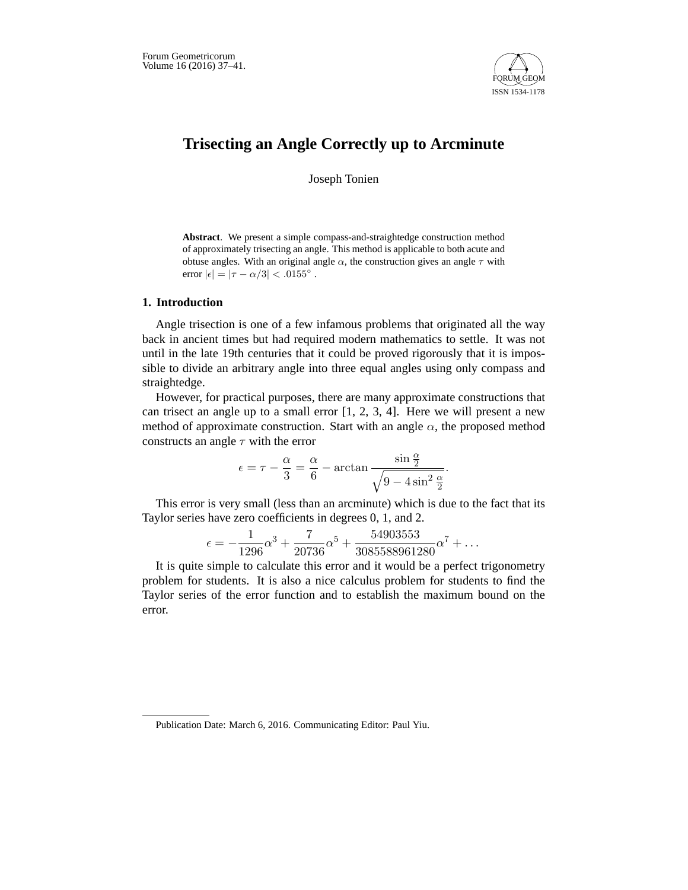# Trisecting an Angle Correctly up to Arcminute

Joseph Tonien

**Abstract**. We present a simple compass-and-straightedge construction method of approximately trisecting an angle. This method is applicable to both acute and obtuse angles. With an original angle $\alpha$, the construction gives an angle $\tau$ with error $|\epsilon| = |\tau - \alpha/3| < .0155^\circ$ .

## 1. Introduction

Angle trisection is one of a few infamous problems that originated all the way back in ancient times but had required modern mathematics to settle. It was not until in the late 19th centuries that it could be proved rigorously that it is impossible to divide an arbitrary angle into three equal angles using only compass and straightedge.

However, for practical purposes, there are many approximate constructions that can trisect an angle up to a small error [1, 2, 3, 4]. Here we will present a new method of approximate construction. Start with an angle $\alpha$, the proposed method constructs an angle $\tau$ with the error

$$\epsilon = \tau - \frac{\alpha}{3} = \frac{\alpha}{6} - \arctan \frac{\sin \frac{\alpha}{2}}{\sqrt{9 - 4\sin^2 \frac{\alpha}{2}}}.$$

This error is very small (less than an arcminute) which is due to the fact that its Taylor series have zero coefficients in degrees 0, 1, and 2.

$$\epsilon = -\frac{1}{1296}\alpha^3 + \frac{7}{20736}\alpha^5 + \frac{54903553}{3085588961280}\alpha^7 + \dots$$

It is quite simple to calculate this error and it would be a perfect trigonometry problem for students. It is also a nice calculus problem for students to find the Taylor series of the error function and to establish the maximum bound on the error.

Publication Date: March 6, 2016. Communicating Editor: Paul Yiu.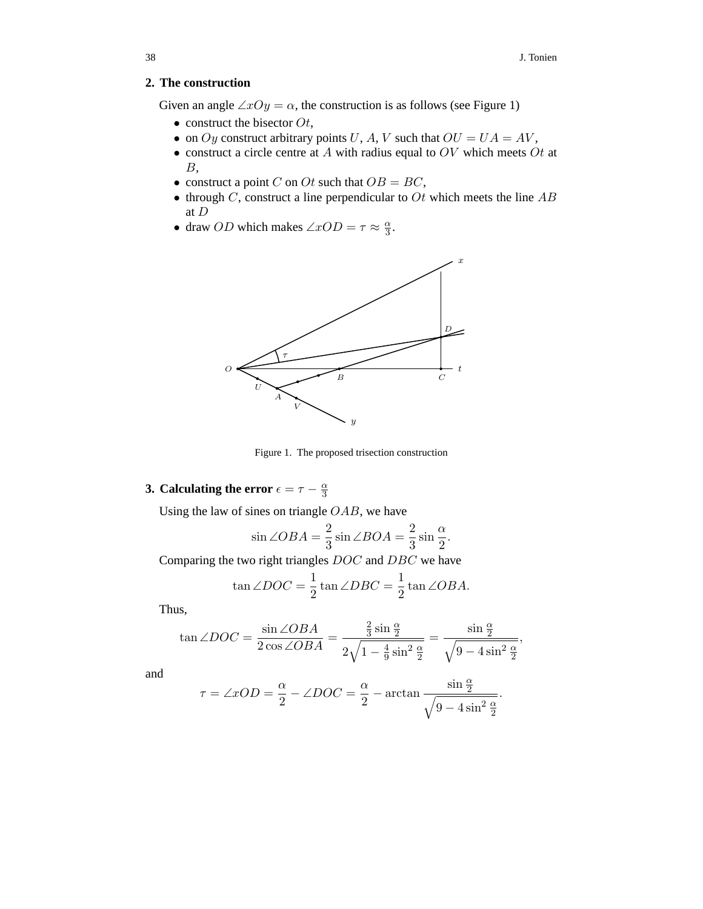## 2. The construction

Given an angle $\angle xOy = \alpha$, the construction is as follows (see Figure 1)

- construct the bisector $Ot$,
- on $Oy$ construct arbitrary points $U$, $A$, $V$ such that $OU = UA = AV$,
- construct a circle centre at $A$ with radius equal to $OV$ which meets $Ot$ at $B$,
- construct a point $C$ on $Ot$ such that $OB = BC$,
- through $C$, construct a line perpendicular to $Ot$ which meets the line $AB$ at $D$
- draw $OD$ which makes $\angle xOD = \tau \approx \frac{\alpha}{3}$.

Figure 1. The proposed trisection construction

## 3. Calculating the error $\epsilon = \tau - \frac{\alpha}{3}$

Using the law of sines on triangle $OAB$, we have

$$\sin \angle OBA = \frac{2}{3} \sin \angle BOA = \frac{2}{3} \sin \frac{\alpha}{2}.$$

Comparing the two right triangles $DOC$ and $DBC$ we have

$$\tan \angle DOC = \frac{1}{2} \tan \angle DBC = \frac{1}{2} \tan \angle OBA.$$

Thus,

$$\tan \angle DOC = \frac{\sin \angle OBA}{2 \cos \angle OBA} = \frac{\frac{2}{3} \sin \frac{\alpha}{2}}{2\sqrt{1 - \frac{4}{9} \sin^2 \frac{\alpha}{2}}} = \frac{\sin \frac{\alpha}{2}}{\sqrt{9 - 4 \sin^2 \frac{\alpha}{2}}},$$

and

$$\tau = \angle xOD = \frac{\alpha}{2} - \angle DOC = \frac{\alpha}{2} - \arctan \frac{\sin \frac{\alpha}{2}}{\sqrt{9 - 4 \sin^2 \frac{\alpha}{2}}}.$$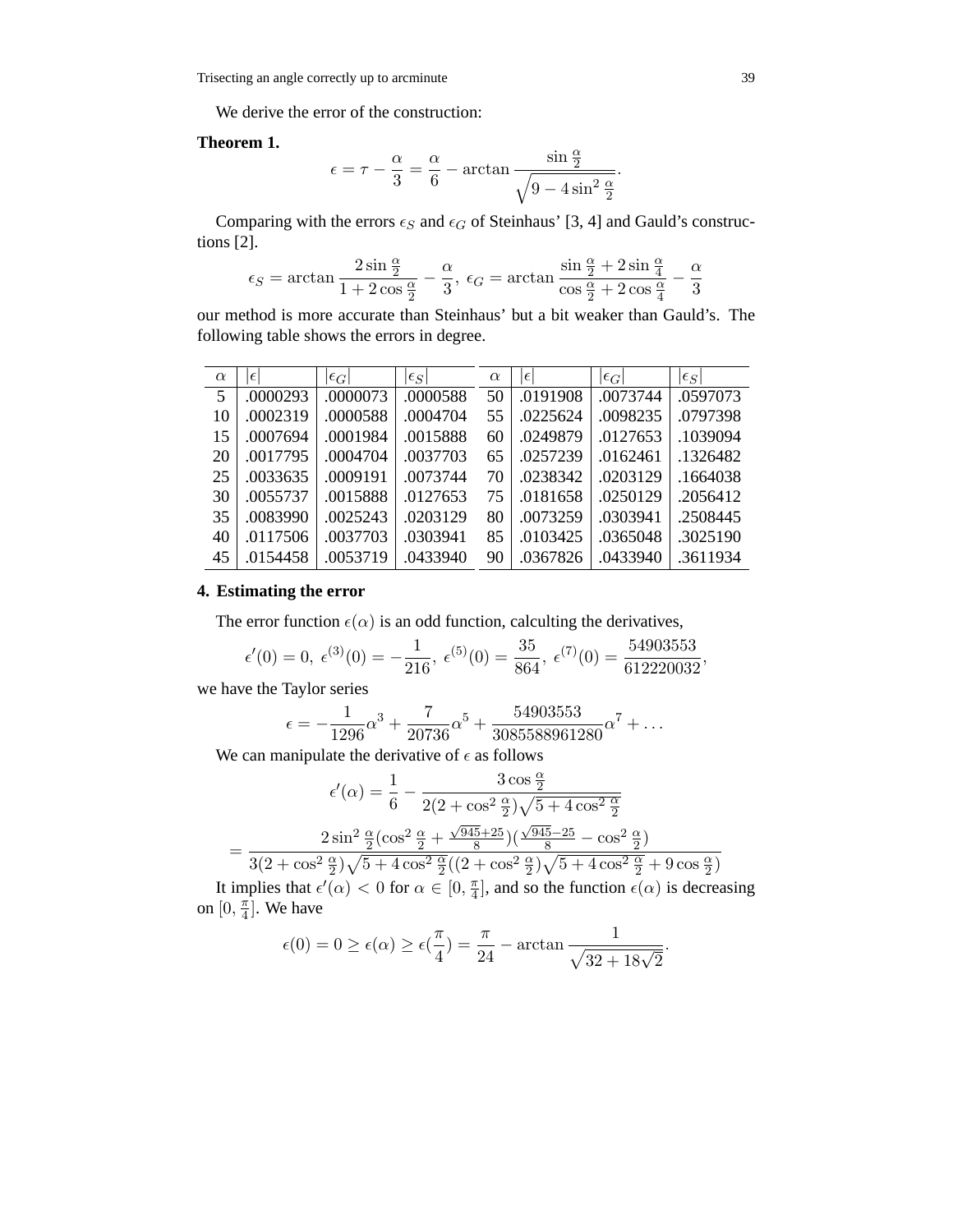We derive the error of the construction:

**Theorem 1.**

$$\epsilon = \tau - \frac{\alpha}{3} = \frac{\alpha}{6} - \arctan \frac{\sin \frac{\alpha}{2}}{\sqrt{9 - 4\sin^2 \frac{\alpha}{2}}}.$$

Comparing with the errors $\epsilon_S$ and $\epsilon_G$ of Steinhaus' [3, 4] and Gauld's constructions [2].

$$\epsilon_S = \arctan \frac{2\sin \frac{\alpha}{2}}{1 + 2\cos \frac{\alpha}{2}} - \frac{\alpha}{3},\ \epsilon_G = \arctan \frac{\sin \frac{\alpha}{2} + 2\sin \frac{\alpha}{4}}{\cos \frac{\alpha}{2} + 2\cos \frac{\alpha}{4}} - \frac{\alpha}{3}$$

our method is more accurate than Steinhaus' but a bit weaker than Gauld's. The following table shows the errors in degree.

| $\alpha$ | $\lvert\epsilon\rvert$ | $\lvert\epsilon_G\rvert$ | $\lvert\epsilon_S\rvert$ | $\alpha$ | $\lvert\epsilon\rvert$ | $\lvert\epsilon_G\rvert$ | $\lvert\epsilon_S\rvert$ |
|---|---|---|---|---|---|---|---|
| 5 | .0000293 | .0000073 | .0000588 | 50 | .0191908 | .0073744 | .0597073 |
| 10 | .0002319 | .0000588 | .0004704 | 55 | .0225624 | .0098235 | .0797398 |
| 15 | .0007694 | .0001984 | .0015888 | 60 | .0249879 | .0127653 | .1039094 |
| 20 | .0017795 | .0004704 | .0037703 | 65 | .0257239 | .0162461 | .1326482 |
| 25 | .0033635 | .0009191 | .0073744 | 70 | .0238342 | .0203129 | .1664038 |
| 30 | .0055737 | .0015888 | .0127653 | 75 | .0181658 | .0250129 | .2056412 |
| 35 | .0083990 | .0025243 | .0203129 | 80 | .0073259 | .0303941 | .2508445 |
| 40 | .0117506 | .0037703 | .0303941 | 85 | .0103425 | .0365048 | .3025190 |
| 45 | .0154458 | .0053719 | .0433940 | 90 | .0367826 | .0433940 | .3611934 |

## 4. Estimating the error

The error function $\epsilon(\alpha)$ is an odd function, calculting the derivatives,

$$\epsilon'(0) = 0,\ \epsilon^{(3)}(0) = -\frac{1}{216},\ \epsilon^{(5)}(0) = \frac{35}{864},\ \epsilon^{(7)}(0) = \frac{54903553}{612220032},$$

we have the Taylor series

$$\epsilon = -\frac{1}{1296}\alpha^3 + \frac{7}{20736}\alpha^5 + \frac{54903553}{3085588961280}\alpha^7 + \ldots$$

We can manipulate the derivative of $\epsilon$ as follows

$$\epsilon'(\alpha) = \frac{1}{6} - \frac{3\cos \frac{\alpha}{2}}{2(2 + \cos^2 \frac{\alpha}{2})\sqrt{5 + 4\cos^2 \frac{\alpha}{2}}}$$

$$= \frac{2\sin^2 \frac{\alpha}{2}(\cos^2 \frac{\alpha}{2} + \frac{\sqrt{945}+25}{8})(\frac{\sqrt{945}-25}{8} - \cos^2 \frac{\alpha}{2})}{3(2 + \cos^2 \frac{\alpha}{2})\sqrt{5 + 4\cos^2 \frac{\alpha}{2}}((2 + \cos^2 \frac{\alpha}{2})\sqrt{5 + 4\cos^2 \frac{\alpha}{2}} + 9\cos \frac{\alpha}{2})}$$

It implies that $\epsilon'(\alpha) < 0$ for $\alpha \in [0, \frac{\pi}{4}]$, and so the function $\epsilon(\alpha)$ is decreasing on $[0, \frac{\pi}{4}]$. We have

$$\epsilon(0) = 0 \geq \epsilon(\alpha) \geq \epsilon(\frac{\pi}{4}) = \frac{\pi}{24} - \arctan \frac{1}{\sqrt{32 + 18\sqrt{2}}}.$$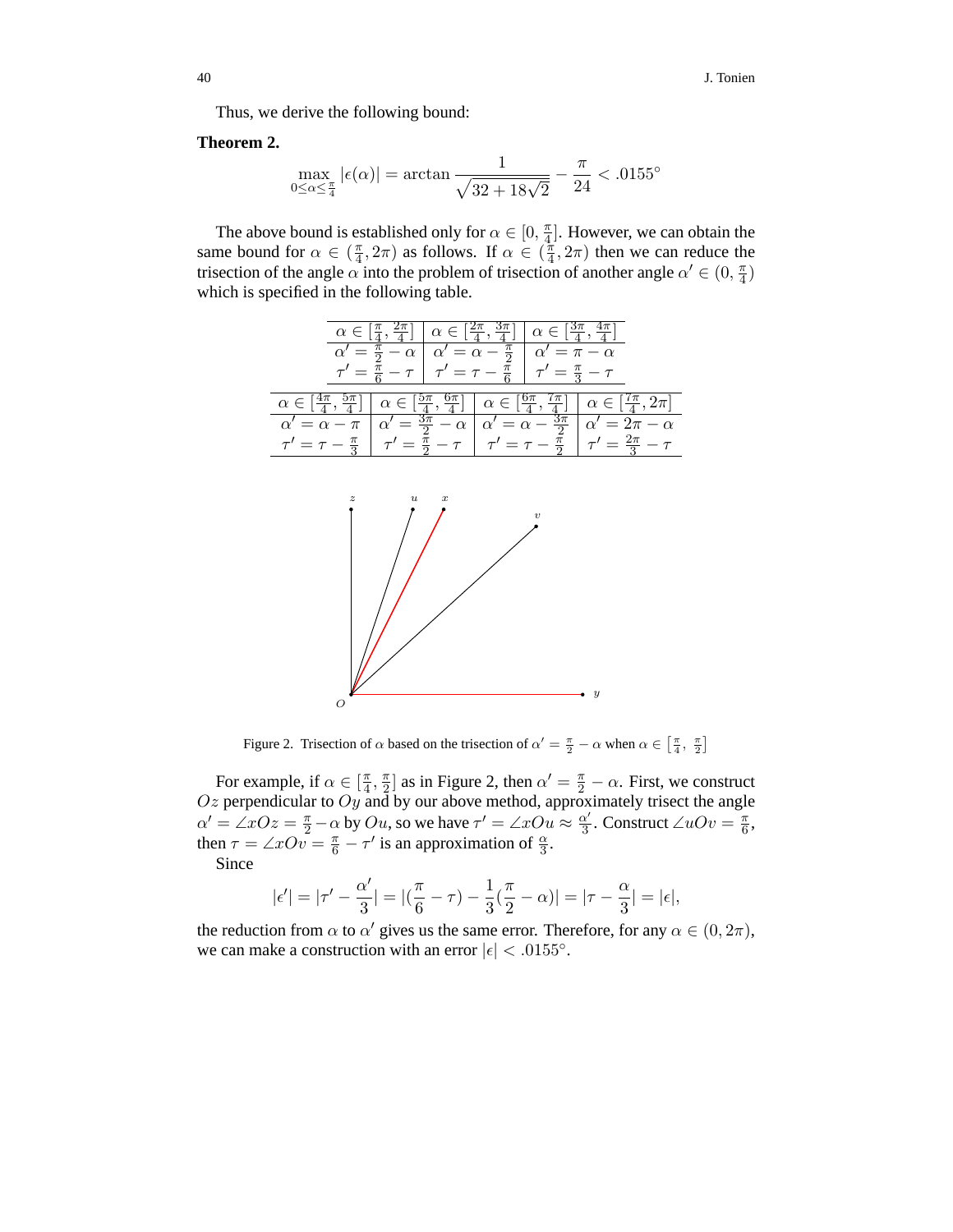Thus, we derive the following bound:

**Theorem 2.**

$$\max_{0 \leq \alpha \leq \frac{\pi}{4}} |\epsilon(\alpha)| = \arctan \frac{1}{\sqrt{32 + 18\sqrt{2}}} - \frac{\pi}{24} < .0155^\circ$$

The above bound is established only for $\alpha \in [0, \frac{\pi}{4}]$. However, we can obtain the same bound for $\alpha \in (\frac{\pi}{4}, 2\pi)$ as follows. If $\alpha \in (\frac{\pi}{4}, 2\pi)$ then we can reduce the trisection of the angle $\alpha$ into the problem of trisection of another angle $\alpha' \in (0, \frac{\pi}{4})$ which is specified in the following table.

| $\alpha \in [\frac{\pi}{4}, \frac{2\pi}{4}]$ | $\alpha \in [\frac{2\pi}{4}, \frac{3\pi}{4}]$ | $\alpha \in [\frac{3\pi}{4}, \frac{4\pi}{4}]$ |
|---|---|---|
| $\alpha' = \frac{\pi}{2} - \alpha$ | $\alpha' = \alpha - \frac{\pi}{2}$ | $\alpha' = \pi - \alpha$ |
| $\tau' = \frac{\pi}{6} - \tau$ | $\tau' = \tau - \frac{\pi}{6}$ | $\tau' = \frac{\pi}{3} - \tau$ |

| $\alpha \in [\frac{4\pi}{4}, \frac{5\pi}{4}]$ | $\alpha \in [\frac{5\pi}{4}, \frac{6\pi}{4}]$ | $\alpha \in [\frac{6\pi}{4}, \frac{7\pi}{4}]$ | $\alpha \in [\frac{7\pi}{4}, 2\pi]$ |
|---|---|---|---|
| $\alpha' = \alpha - \pi$ | $\alpha' = \frac{3\pi}{2} - \alpha$ | $\alpha' = \alpha - \frac{3\pi}{2}$ | $\alpha' = 2\pi - \alpha$ |
| $\tau' = \tau - \frac{\pi}{3}$ | $\tau' = \frac{\pi}{2} - \tau$ | $\tau' = \tau - \frac{\pi}{2}$ | $\tau' = \frac{2\pi}{3} - \tau$ |

Figure 2. Trisection of $\alpha$ based on the trisection of $\alpha' = \frac{\pi}{2} - \alpha$ when $\alpha \in \left[\frac{\pi}{4}, \frac{\pi}{2}\right]$

For example, if $\alpha \in [\frac{\pi}{4}, \frac{\pi}{2}]$ as in Figure 2, then $\alpha' = \frac{\pi}{2} - \alpha$. First, we construct $Oz$ perpendicular to $Oy$ and by our above method, approximately trisect the angle $\alpha' = \angle xOz = \frac{\pi}{2} - \alpha$ by $Ou$, so we have $\tau' = \angle xOu \approx \frac{\alpha'}{3}$. Construct $\angle uOv = \frac{\pi}{6}$, then $\tau = \angle xOv = \frac{\pi}{6} - \tau'$ is an approximation of $\frac{\alpha}{3}$.

Since

$$|\epsilon'| = |\tau' - \frac{\alpha'}{3}| = |(\frac{\pi}{6} - \tau) - \frac{1}{3}(\frac{\pi}{2} - \alpha)| = |\tau - \frac{\alpha}{3}| = |\epsilon|,$$

the reduction from $\alpha$ to $\alpha'$ gives us the same error. Therefore, for any $\alpha \in (0, 2\pi)$, we can make a construction with an error $|\epsilon| < .0155^\circ$.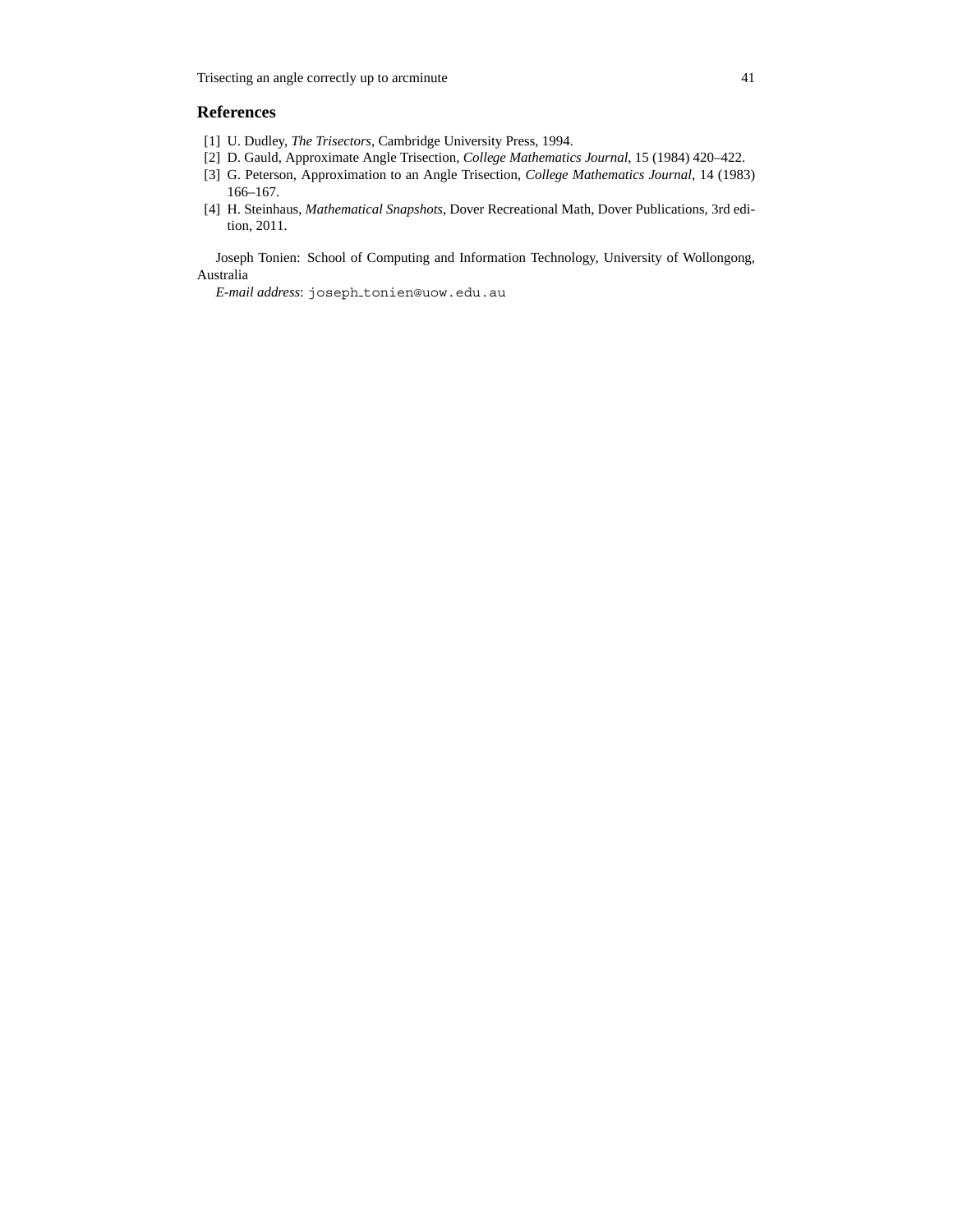## References

[1] U. Dudley, *The Trisectors*, Cambridge University Press, 1994.

[2] D. Gauld, Approximate Angle Trisection, *College Mathematics Journal*, 15 (1984) 420–422.

[3] G. Peterson, Approximation to an Angle Trisection, *College Mathematics Journal*, 14 (1983) 166–167.

[4] H. Steinhaus, *Mathematical Snapshots*, Dover Recreational Math, Dover Publications, 3rd edition, 2011.

Joseph Tonien: School of Computing and Information Technology, University of Wollongong, Australia

*E-mail address*: `joseph_tonien@uow.edu.au`